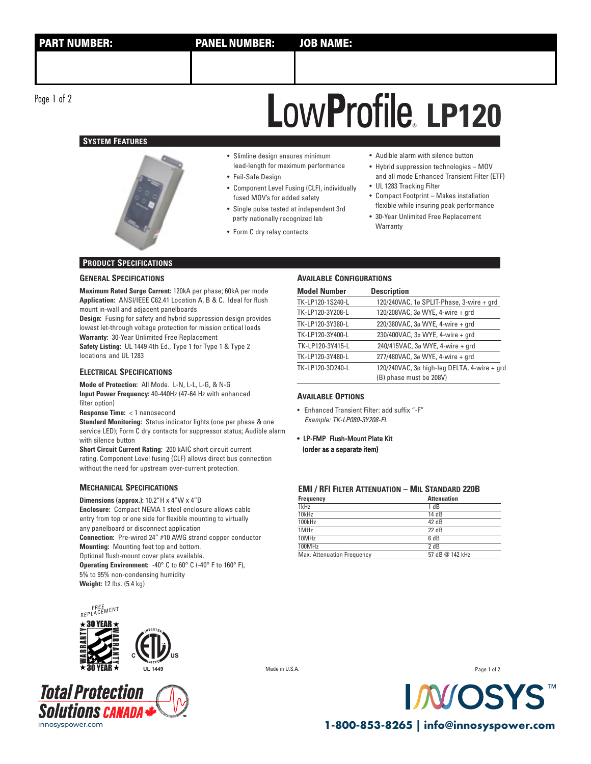| PART NUMBER: | PANEL NUMBER: | JOB NAME: |
|---|---|---|
| | | |

# LowProfile® LP120

## System Features

- Slimline design ensures minimum lead-length for maximum performance
- Fail-Safe Design
- Component Level Fusing (CLF), individually fused MOV's for added safety
- Single pulse tested at independent 3rd party nationally recognized lab
- Form C dry relay contacts
- Audible alarm with silence button
- Hybrid suppression technologies – MOV and all mode Enhanced Transient Filter (ETF)
- UL 1283 Tracking Filter
- Compact Footprint – Makes installation flexible while insuring peak performance
- 30-Year Unlimited Free Replacement Warranty

## Product Specifications

### General Specifications

**Maximum Rated Surge Current:** 120kA per phase; 60kA per mode
**Application:** ANSI/IEEE C62.41 Location A, B & C. Ideal for flush mount in-wall and adjacent panelboards
**Design:** Fusing for safety and hybrid suppression design provides lowest let-through voltage protection for mission critical loads
**Warranty:** 30-Year Unlimited Free Replacement
**Safety Listing:** UL 1449 4th Ed., Type 1 for Type 1 & Type 2 locations and UL 1283

### Electrical Specifications

**Mode of Protection:** All Mode. L-N, L-L, L-G, & N-G
**Input Power Frequency:** 40-440Hz (47-64 Hz with enhanced filter option)
**Response Time:** < 1 nanosecond
**Standard Monitoring:** Status indicator lights (one per phase & one service LED); Form C dry contacts for suppressor status; Audible alarm with silence button
**Short Circuit Current Rating:** 200 kAIC short circuit current rating. Component Level fusing (CLF) allows direct bus connection without the need for upstream over-current protection.

### Mechanical Specifications

**Dimensions (approx.):** 10.2"H x 4"W x 4"D
**Enclosure:** Compact NEMA 1 steel enclosure allows cable entry from top or one side for flexible mounting to virtually any panelboard or disconnect application
**Connection:** Pre-wired 24" #10 AWG strand copper conductor
**Mounting:** Mounting feet top and bottom. Optional flush-mount cover plate available.
**Operating Environment:** -40° C to 60° C (-40° F to 160° F), 5% to 95% non-condensing humidity
**Weight:** 12 lbs. (5.4 kg)

### Available Configurations

| Model Number | Description |
|---|---|
| TK-LP120-1S240-L | 120/240VAC, 1ø SPLIT-Phase, 3-wire + grd |
| TK-LP120-3Y208-L | 120/208VAC, 3ø WYE, 4-wire + grd |
| TK-LP120-3Y380-L | 220/380VAC, 3ø WYE, 4-wire + grd |
| TK-LP120-3Y400-L | 230/400VAC, 3ø WYE, 4-wire + grd |
| TK-LP120-3Y415-L | 240/415VAC, 3ø WYE, 4-wire + grd |
| TK-LP120-3Y480-L | 277/480VAC, 3ø WYE, 4-wire + grd |
| TK-LP120-3D240-L | 120/240VAC, 3ø high-leg DELTA, 4-wire + grd (B) phase must be 208V) |

### Available Options

- Enhanced Transient Filter: add suffix "-F"
  *Example: TK-LP080-3Y208-FL*
- LP-FMP Flush-Mount Plate Kit
  (order as a separate item)

### EMI / RFI Filter Attenuation – MIL Standard 220B

| Frequency | Attenuation |
|---|---|
| 1kHz | 1 dB |
| 10kHz | 14 dB |
| 100kHz | 42 dB |
| 1MHz | 22 dB |
| 10MHz | 6 dB |
| 100MHz | 2 dB |
| Max. Attenuation Frequency | 57 dB @ 142 kHz |

FREE REPLACEMENT ★30 YEAR★ WARRANTY

UL 1449

Made in U.S.A.

Total Protection Solutions CANADA
innosyspower.com

INNOSYS™
1-800-853-8265 | info@innosyspower.com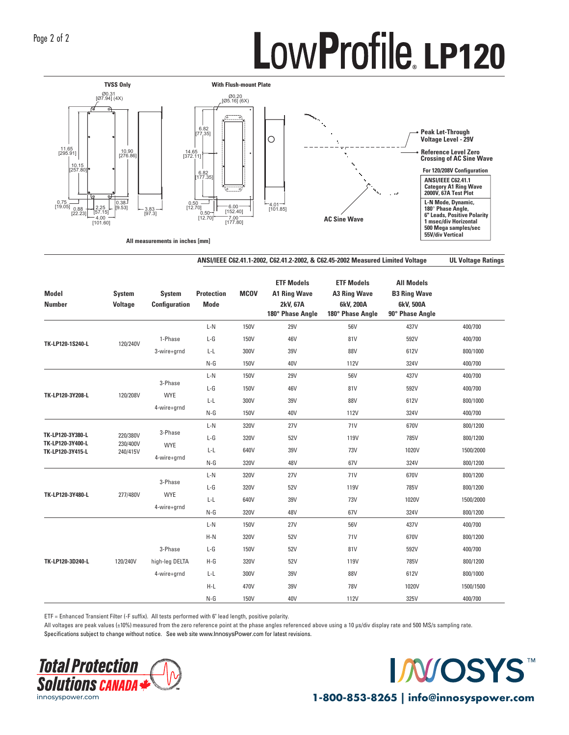# LowProfile® LP120

**TVSS Only**

Ø0.31 [Ø7.94] (4X)

11.65 [295.91]
10.90 [276.86]
10.15 [257.80]
0.75 [19.05]
0.88 [22.23]
2.25 [57.15]
0.38 [9.53]
4.00 [101.60]
3.83 [97.3]

**With Flush-mount Plate**

Ø0.20 [Ø5.16] (6X)

6.82 [77.35]
14.65 [372.11]
6.82 [177.35]
0.50 [12.70]
0.50 [12.70]
6.00 [152.40]
7.00 [177.80]
4.01 [101.85]

**All measurements in inches [mm]**

**Peak Let-Through Voltage Level - 29V**

**Reference Level Zero Crossing of AC Sine Wave**

**AC Sine Wave**

**For 120/208V Configuration**

**ANSI/IEEE C62.41.1 Category A1 Ring Wave 2000V, 67A Test Plot**

**L-N Mode, Dynamic, 180° Phase Angle, 6" Leads, Positive Polarity 1 msec/div Horizontal 500 Mega samples/sec 55V/div Vertical**

| Model Number | System Voltage | System Configuration | Protection Mode | MCOV | ETF Models A1 Ring Wave 2kV, 67A 180° Phase Angle | ETF Models A3 Ring Wave 6kV, 200A 180° Phase Angle | All Models B3 Ring Wave 6kV, 500A 90° Phase Angle | UL Voltage Ratings |
|---|---|---|---|---|---|---|---|---|
| | | | | | ANSI/IEEE C62.41.1-2002, C62.41.2-2002, & C62.45-2002 Measured Limited Voltage | | | |
| TK-LP120-1S240-L | 120/240V | 1-Phase 3-wire+grnd | L-N | 150V | 29V | 56V | 437V | 400/700 |
| | | | L-G | 150V | 46V | 81V | 592V | 400/700 |
| | | | L-L | 300V | 39V | 88V | 612V | 800/1000 |
| | | | N-G | 150V | 40V | 112V | 324V | 400/700 |
| TK-LP120-3Y208-L | 120/208V | 3-Phase WYE 4-wire+grnd | L-N | 150V | 29V | 56V | 437V | 400/700 |
| | | | L-G | 150V | 46V | 81V | 592V | 400/700 |
| | | | L-L | 300V | 39V | 88V | 612V | 800/1000 |
| | | | N-G | 150V | 40V | 112V | 324V | 400/700 |
| TK-LP120-3Y380-L<br>TK-LP120-3Y400-L<br>TK-LP120-3Y415-L | 220/380V<br>230/400V<br>240/415V | 3-Phase WYE 4-wire+grnd | L-N | 320V | 27V | 71V | 670V | 800/1200 |
| | | | L-G | 320V | 52V | 119V | 785V | 800/1200 |
| | | | L-L | 640V | 39V | 73V | 1020V | 1500/2000 |
| | | | N-G | 320V | 48V | 67V | 324V | 800/1200 |
| TK-LP120-3Y480-L | 277/480V | 3-Phase WYE 4-wire+grnd | L-N | 320V | 27V | 71V | 670V | 800/1200 |
| | | | L-G | 320V | 52V | 119V | 785V | 800/1200 |
| | | | L-L | 640V | 39V | 73V | 1020V | 1500/2000 |
| | | | N-G | 320V | 48V | 67V | 324V | 800/1200 |
| TK-LP120-3D240-L | 120/240V | 3-Phase high-leg DELTA 4-wire+grnd | L-N | 150V | 27V | 56V | 437V | 400/700 |
| | | | H-N | 320V | 52V | 71V | 670V | 800/1200 |
| | | | L-G | 150V | 52V | 81V | 592V | 400/700 |
| | | | H-G | 320V | 52V | 119V | 785V | 800/1200 |
| | | | L-L | 300V | 39V | 88V | 612V | 800/1000 |
| | | | H-L | 470V | 39V | 78V | 1020V | 1500/1500 |
| | | | N-G | 150V | 40V | 112V | 325V | 400/700 |

ETF = Enhanced Transient Filter (-F suffix). All tests performed with 6" lead length, positive polarity.

All voltages are peak values (±10%) measured from the zero reference point at the phase angles referenced above using a 10 μs/div display rate and 500 MS/s sampling rate.

Specifications subject to change without notice. See web site www.InnosysPower.com for latest revisions.

**Total Protection Solutions CANADA**
innosyspower.com

**INNOSYS™**
**1-800-853-8265 | info@innosyspower.com**